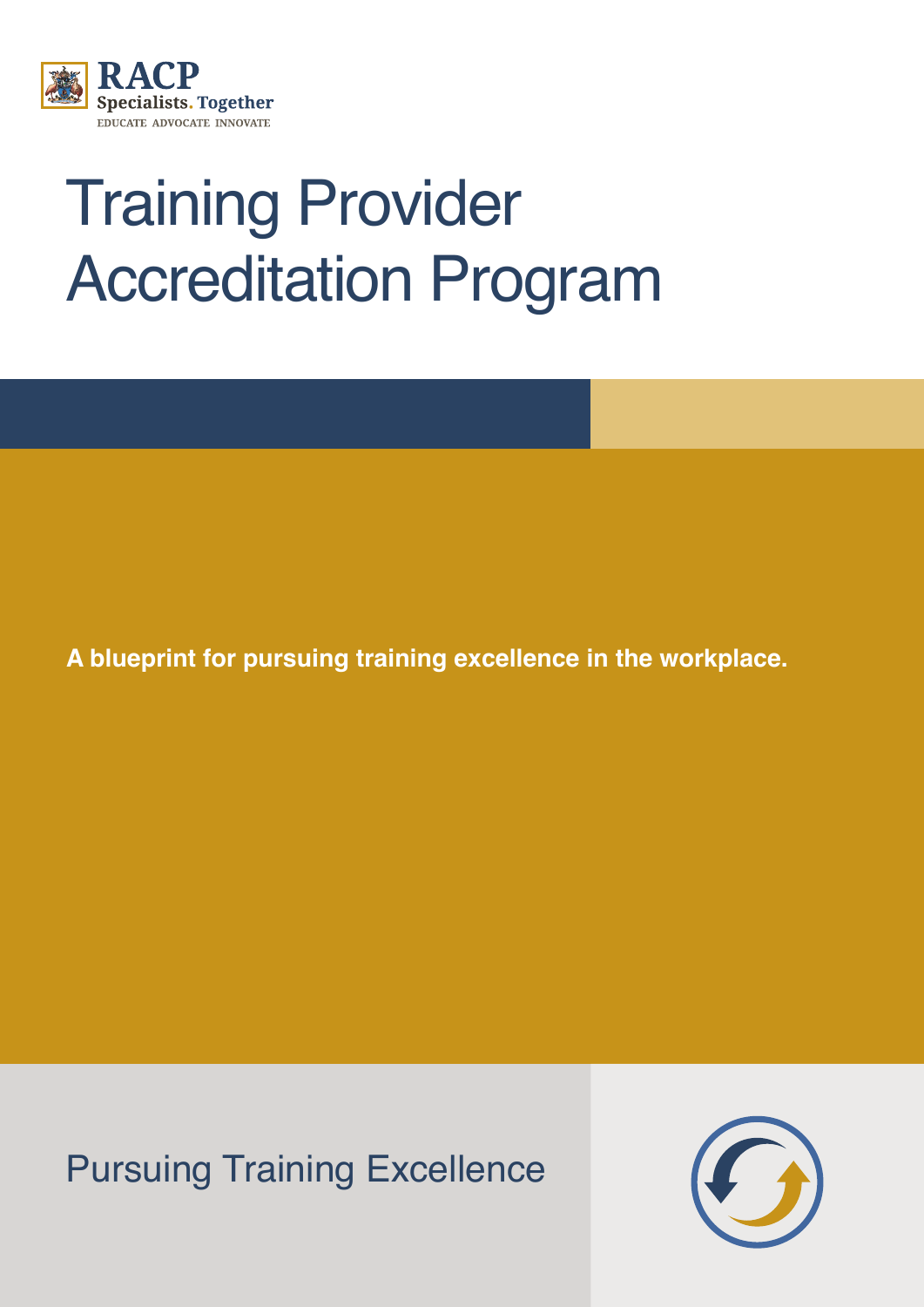RACP

Specialists. Together

EDUCATE ADVOCATE INNOVATE

# Training Provider Accreditation Program

**A blueprint for pursuing training excellence in the workplace.**

Pursuing Training Excellence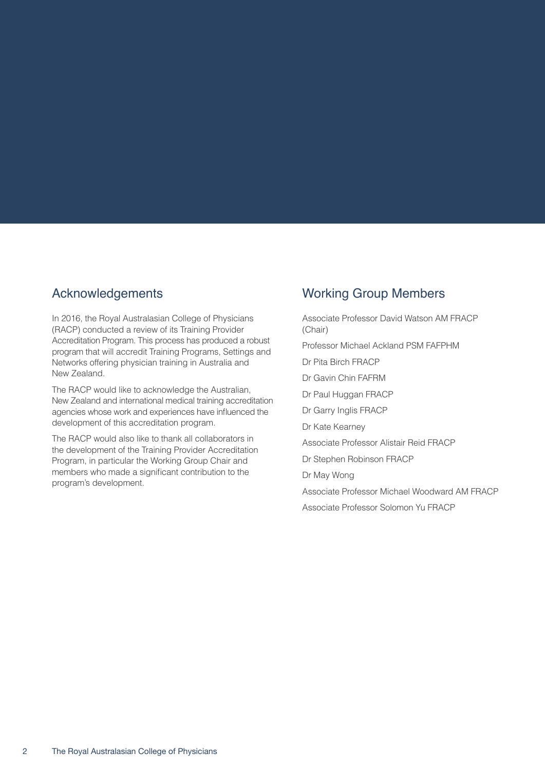## Acknowledgements

In 2016, the Royal Australasian College of Physicians (RACP) conducted a review of its Training Provider Accreditation Program. This process has produced a robust program that will accredit Training Programs, Settings and Networks offering physician training in Australia and New Zealand.

The RACP would like to acknowledge the Australian, New Zealand and international medical training accreditation agencies whose work and experiences have influenced the development of this accreditation program.

The RACP would also like to thank all collaborators in the development of the Training Provider Accreditation Program, in particular the Working Group Chair and members who made a significant contribution to the program's development.

## Working Group Members

Associate Professor David Watson AM FRACP (Chair)

Professor Michael Ackland PSM FAFPHM

Dr Pita Birch FRACP

Dr Gavin Chin FAFRM

Dr Paul Huggan FRACP

Dr Garry Inglis FRACP

Dr Kate Kearney

Associate Professor Alistair Reid FRACP

Dr Stephen Robinson FRACP

Dr May Wong

Associate Professor Michael Woodward AM FRACP

Associate Professor Solomon Yu FRACP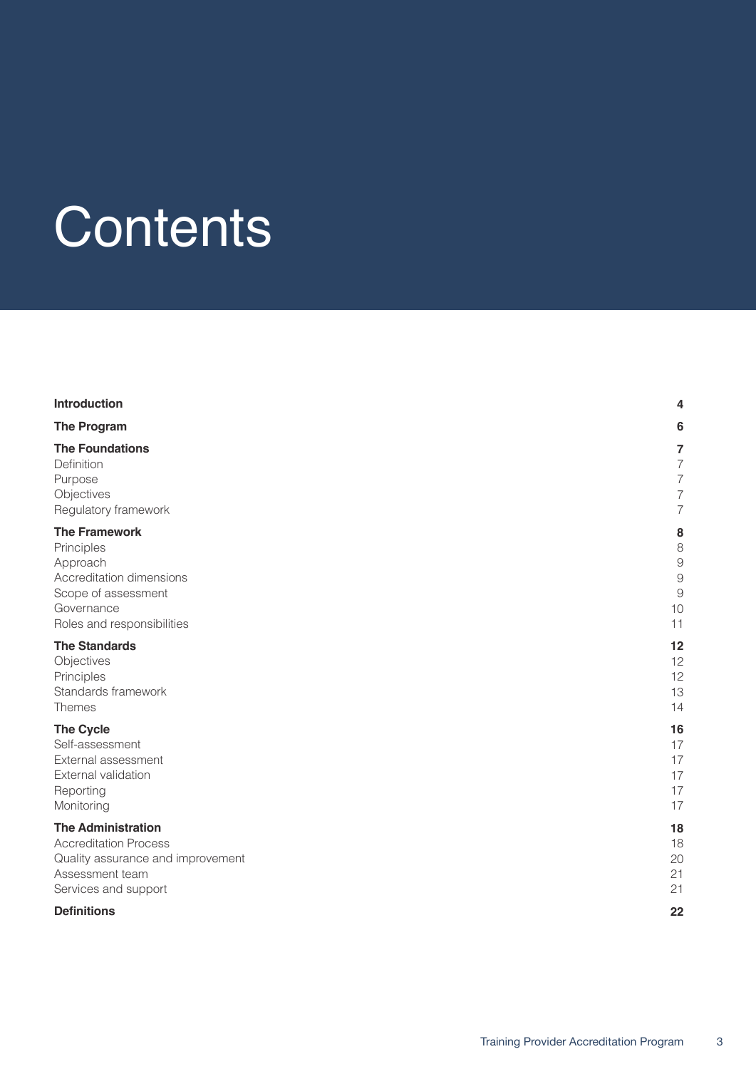# Contents

| | |
|---|---|
| **Introduction** | **4** |
| **The Program** | **6** |
| **The Foundations** | **7** |
| Definition | 7 |
| Purpose | 7 |
| Objectives | 7 |
| Regulatory framework | 7 |
| **The Framework** | **8** |
| Principles | 8 |
| Approach | 9 |
| Accreditation dimensions | 9 |
| Scope of assessment | 9 |
| Governance | 10 |
| Roles and responsibilities | 11 |
| **The Standards** | **12** |
| Objectives | 12 |
| Principles | 12 |
| Standards framework | 13 |
| Themes | 14 |
| **The Cycle** | **16** |
| Self-assessment | 17 |
| External assessment | 17 |
| External validation | 17 |
| Reporting | 17 |
| Monitoring | 17 |
| **The Administration** | **18** |
| Accreditation Process | 18 |
| Quality assurance and improvement | 20 |
| Assessment team | 21 |
| Services and support | 21 |
| **Definitions** | **22** |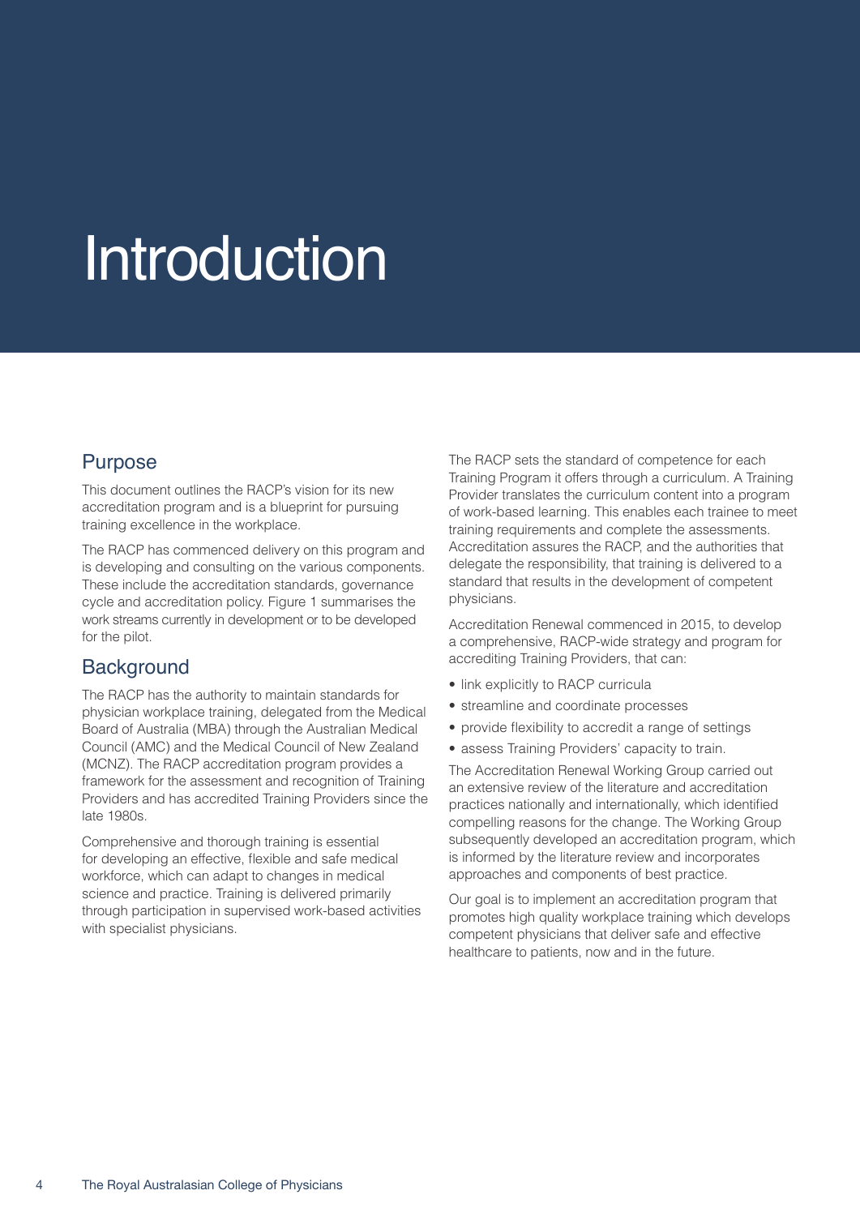# Introduction

## Purpose

This document outlines the RACP's vision for its new accreditation program and is a blueprint for pursuing training excellence in the workplace.

The RACP has commenced delivery on this program and is developing and consulting on the various components. These include the accreditation standards, governance cycle and accreditation policy. Figure 1 summarises the work streams currently in development or to be developed for the pilot.

## Background

The RACP has the authority to maintain standards for physician workplace training, delegated from the Medical Board of Australia (MBA) through the Australian Medical Council (AMC) and the Medical Council of New Zealand (MCNZ). The RACP accreditation program provides a framework for the assessment and recognition of Training Providers and has accredited Training Providers since the late 1980s.

Comprehensive and thorough training is essential for developing an effective, flexible and safe medical workforce, which can adapt to changes in medical science and practice. Training is delivered primarily through participation in supervised work-based activities with specialist physicians.

The RACP sets the standard of competence for each Training Program it offers through a curriculum. A Training Provider translates the curriculum content into a program of work-based learning. This enables each trainee to meet training requirements and complete the assessments. Accreditation assures the RACP, and the authorities that delegate the responsibility, that training is delivered to a standard that results in the development of competent physicians.

Accreditation Renewal commenced in 2015, to develop a comprehensive, RACP-wide strategy and program for accrediting Training Providers, that can:

- link explicitly to RACP curricula
- streamline and coordinate processes
- provide flexibility to accredit a range of settings
- assess Training Providers' capacity to train.

The Accreditation Renewal Working Group carried out an extensive review of the literature and accreditation practices nationally and internationally, which identified compelling reasons for the change. The Working Group subsequently developed an accreditation program, which is informed by the literature review and incorporates approaches and components of best practice.

Our goal is to implement an accreditation program that promotes high quality workplace training which develops competent physicians that deliver safe and effective healthcare to patients, now and in the future.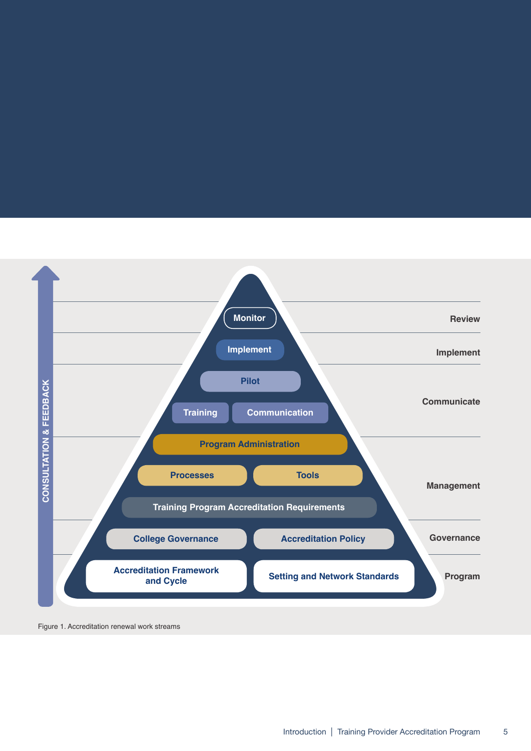CONSULTATION & FEEDBACK

| Level | Work streams |
| --- | --- |
| Review | Monitor |
| Implement | Implement |
| Communicate | Pilot; Training; Communication |
| Management | Program Administration; Processes; Tools; Training Program Accreditation Requirements |
| Governance | College Governance; Accreditation Policy |
| Program | Accreditation Framework and Cycle; Setting and Network Standards |

Figure 1. Accreditation renewal work streams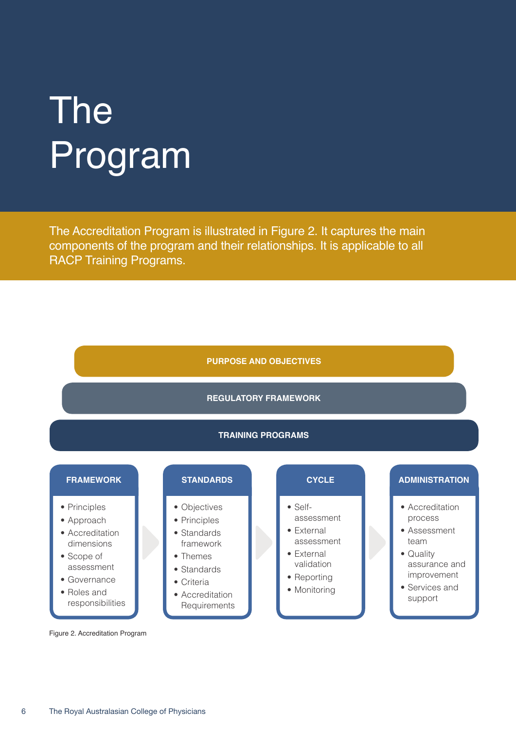# The Program

The Accreditation Program is illustrated in Figure 2. It captures the main components of the program and their relationships. It is applicable to all RACP Training Programs.

**PURPOSE AND OBJECTIVES**

**REGULATORY FRAMEWORK**

**TRAINING PROGRAMS**

**FRAMEWORK**

- Principles
- Approach
- Accreditation dimensions
- Scope of assessment
- Governance
- Roles and responsibilities

**STANDARDS**

- Objectives
- Principles
- Standards framework
- Themes
- Standards
- Criteria
- Accreditation Requirements

**CYCLE**

- Self-assessment
- External assessment
- External validation
- Reporting
- Monitoring

**ADMINISTRATION**

- Accreditation process
- Assessment team
- Quality assurance and improvement
- Services and support

Figure 2. Accreditation Program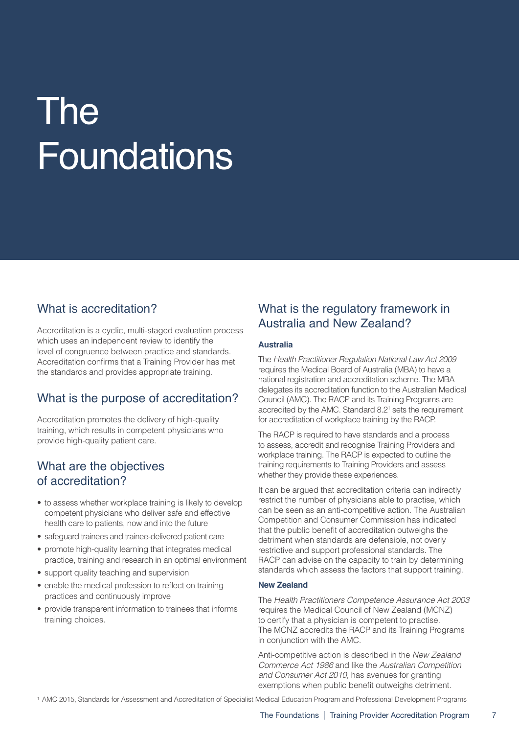# The Foundations

## What is accreditation?

Accreditation is a cyclic, multi-staged evaluation process which uses an independent review to identify the level of congruence between practice and standards. Accreditation confirms that a Training Provider has met the standards and provides appropriate training.

## What is the purpose of accreditation?

Accreditation promotes the delivery of high-quality training, which results in competent physicians who provide high-quality patient care.

## What are the objectives of accreditation?

- to assess whether workplace training is likely to develop competent physicians who deliver safe and effective health care to patients, now and into the future
- safeguard trainees and trainee-delivered patient care
- promote high-quality learning that integrates medical practice, training and research in an optimal environment
- support quality teaching and supervision
- enable the medical profession to reflect on training practices and continuously improve
- provide transparent information to trainees that informs training choices.

## What is the regulatory framework in Australia and New Zealand?

**Australia**

The *Health Practitioner Regulation National Law Act 2009* requires the Medical Board of Australia (MBA) to have a national registration and accreditation scheme. The MBA delegates its accreditation function to the Australian Medical Council (AMC). The RACP and its Training Programs are accredited by the AMC. Standard 8.2[1] sets the requirement for accreditation of workplace training by the RACP.

The RACP is required to have standards and a process to assess, accredit and recognise Training Providers and workplace training. The RACP is expected to outline the training requirements to Training Providers and assess whether they provide these experiences.

It can be argued that accreditation criteria can indirectly restrict the number of physicians able to practise, which can be seen as an anti-competitive action. The Australian Competition and Consumer Commission has indicated that the public benefit of accreditation outweighs the detriment when standards are defensible, not overly restrictive and support professional standards. The RACP can advise on the capacity to train by determining standards which assess the factors that support training.

**New Zealand**

The *Health Practitioners Competence Assurance Act 2003* requires the Medical Council of New Zealand (MCNZ) to certify that a physician is competent to practise. The MCNZ accredits the RACP and its Training Programs in conjunction with the AMC.

Anti-competitive action is described in the *New Zealand Commerce Act 1986* and like the *Australian Competition and Consumer Act 2010,* has avenues for granting exemptions when public benefit outweighs detriment.

[1] AMC 2015, Standards for Assessment and Accreditation of Specialist Medical Education Program and Professional Development Programs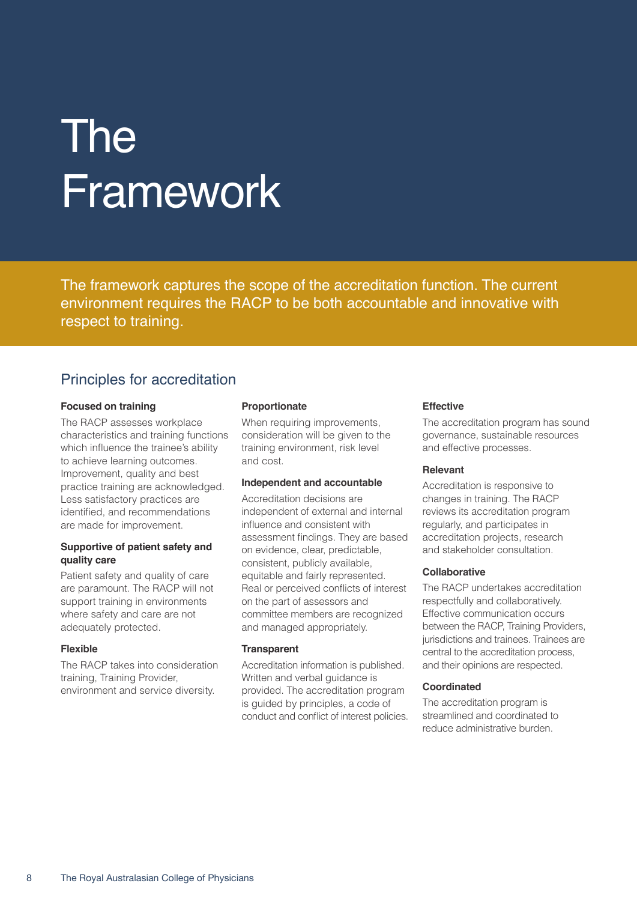# The Framework

The framework captures the scope of the accreditation function. The current environment requires the RACP to be both accountable and innovative with respect to training.

## Principles for accreditation

**Focused on training**

The RACP assesses workplace characteristics and training functions which influence the trainee's ability to achieve learning outcomes. Improvement, quality and best practice training are acknowledged. Less satisfactory practices are identified, and recommendations are made for improvement.

**Supportive of patient safety and quality care**

Patient safety and quality of care are paramount. The RACP will not support training in environments where safety and care are not adequately protected.

**Flexible**

The RACP takes into consideration training, Training Provider, environment and service diversity.

**Proportionate**

When requiring improvements, consideration will be given to the training environment, risk level and cost.

**Independent and accountable**

Accreditation decisions are independent of external and internal influence and consistent with assessment findings. They are based on evidence, clear, predictable, consistent, publicly available, equitable and fairly represented. Real or perceived conflicts of interest on the part of assessors and committee members are recognized and managed appropriately.

**Transparent**

Accreditation information is published. Written and verbal guidance is provided. The accreditation program is guided by principles, a code of conduct and conflict of interest policies.

**Effective**

The accreditation program has sound governance, sustainable resources and effective processes.

**Relevant**

Accreditation is responsive to changes in training. The RACP reviews its accreditation program regularly, and participates in accreditation projects, research and stakeholder consultation.

**Collaborative**

The RACP undertakes accreditation respectfully and collaboratively. Effective communication occurs between the RACP, Training Providers, jurisdictions and trainees. Trainees are central to the accreditation process, and their opinions are respected.

**Coordinated**

The accreditation program is streamlined and coordinated to reduce administrative burden.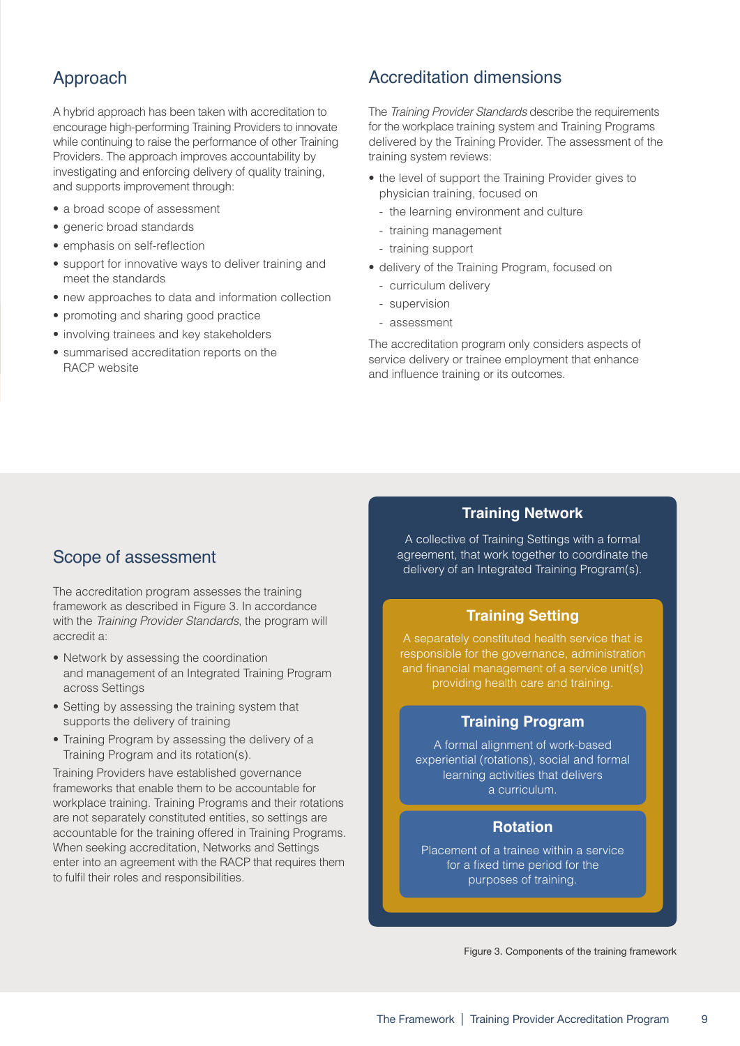## Approach

A hybrid approach has been taken with accreditation to encourage high-performing Training Providers to innovate while continuing to raise the performance of other Training Providers. The approach improves accountability by investigating and enforcing delivery of quality training, and supports improvement through:

- a broad scope of assessment
- generic broad standards
- emphasis on self-reflection
- support for innovative ways to deliver training and meet the standards
- new approaches to data and information collection
- promoting and sharing good practice
- involving trainees and key stakeholders
- summarised accreditation reports on the RACP website

## Accreditation dimensions

The *Training Provider Standards* describe the requirements for the workplace training system and Training Programs delivered by the Training Provider. The assessment of the training system reviews:

- the level of support the Training Provider gives to physician training, focused on
  - the learning environment and culture
  - training management
  - training support
- delivery of the Training Program, focused on
  - curriculum delivery
  - supervision
  - assessment

The accreditation program only considers aspects of service delivery or trainee employment that enhance and influence training or its outcomes.

## Scope of assessment

The accreditation program assesses the training framework as described in Figure 3. In accordance with the *Training Provider Standards*, the program will accredit a:

- Network by assessing the coordination and management of an Integrated Training Program across Settings
- Setting by assessing the training system that supports the delivery of training
- Training Program by assessing the delivery of a Training Program and its rotation(s).

Training Providers have established governance frameworks that enable them to be accountable for workplace training. Training Programs and their rotations are not separately constituted entities, so settings are accountable for the training offered in Training Programs. When seeking accreditation, Networks and Settings enter into an agreement with the RACP that requires them to fulfil their roles and responsibilities.

**Training Network**

A collective of Training Settings with a formal agreement, that work together to coordinate the delivery of an Integrated Training Program(s).

**Training Setting**

A separately constituted health service that is responsible for the governance, administration and financial management of a service unit(s) providing health care and training.

**Training Program**

A formal alignment of work-based experiential (rotations), social and formal learning activities that delivers a curriculum.

**Rotation**

Placement of a trainee within a service for a fixed time period for the purposes of training.

Figure 3. Components of the training framework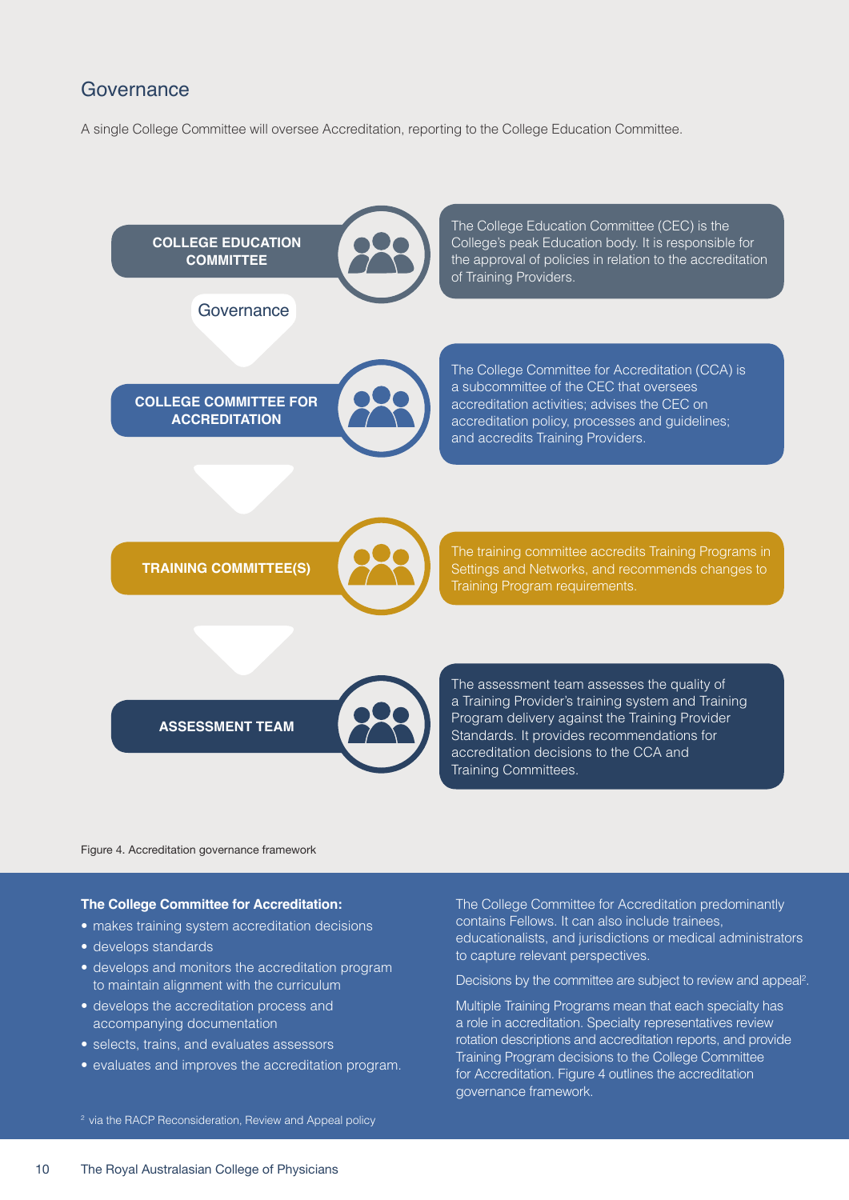## Governance

A single College Committee will oversee Accreditation, reporting to the College Education Committee.

**COLLEGE EDUCATION COMMITTEE**

The College Education Committee (CEC) is the College's peak Education body. It is responsible for the approval of policies in relation to the accreditation of Training Providers.

Governance

**COLLEGE COMMITTEE FOR ACCREDITATION**

The College Committee for Accreditation (CCA) is a subcommittee of the CEC that oversees accreditation activities; advises the CEC on accreditation policy, processes and guidelines; and accredits Training Providers.

**TRAINING COMMITTEE(S)**

The training committee accredits Training Programs in Settings and Networks, and recommends changes to Training Program requirements.

**ASSESSMENT TEAM**

The assessment team assesses the quality of a Training Provider's training system and Training Program delivery against the Training Provider Standards. It provides recommendations for accreditation decisions to the CCA and Training Committees.

Figure 4. Accreditation governance framework

**The College Committee for Accreditation:**

- makes training system accreditation decisions
- develops standards
- develops and monitors the accreditation program to maintain alignment with the curriculum
- develops the accreditation process and accompanying documentation
- selects, trains, and evaluates assessors
- evaluates and improves the accreditation program.

The College Committee for Accreditation predominantly contains Fellows. It can also include trainees, educationalists, and jurisdictions or medical administrators to capture relevant perspectives.

Decisions by the committee are subject to review and appeal[2].

Multiple Training Programs mean that each specialty has a role in accreditation. Specialty representatives review rotation descriptions and accreditation reports, and provide Training Program decisions to the College Committee for Accreditation. Figure 4 outlines the accreditation governance framework.

[2] via the RACP Reconsideration, Review and Appeal policy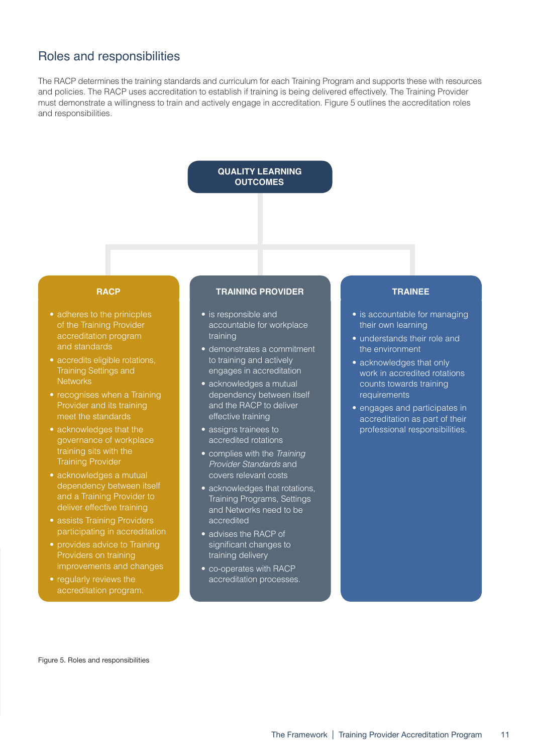## Roles and responsibilities

The RACP determines the training standards and curriculum for each Training Program and supports these with resources and policies. The RACP uses accreditation to establish if training is being delivered effectively. The Training Provider must demonstrate a willingness to train and actively engage in accreditation. Figure 5 outlines the accreditation roles and responsibilities.

**QUALITY LEARNING OUTCOMES**

**RACP**

- adheres to the prinicples of the Training Provider accreditation program and standards
- accredits eligible rotations, Training Settings and Networks
- recognises when a Training Provider and its training meet the standards
- acknowledges that the governance of workplace training sits with the Training Provider
- acknowledges a mutual dependency between itself and a Training Provider to deliver effective training
- assists Training Providers participating in accreditation
- provides advice to Training Providers on training improvements and changes
- regularly reviews the accreditation program.

**TRAINING PROVIDER**

- is responsible and accountable for workplace training
- demonstrates a commitment to training and actively engages in accreditation
- acknowledges a mutual dependency between itself and the RACP to deliver effective training
- assigns trainees to accredited rotations
- complies with the *Training Provider Standards* and covers relevant costs
- acknowledges that rotations, Training Programs, Settings and Networks need to be accredited
- advises the RACP of significant changes to training delivery
- co-operates with RACP accreditation processes.

**TRAINEE**

- is accountable for managing their own learning
- understands their role and the environment
- acknowledges that only work in accredited rotations counts towards training requirements
- engages and participates in accreditation as part of their professional responsibilities.

Figure 5. Roles and responsibilities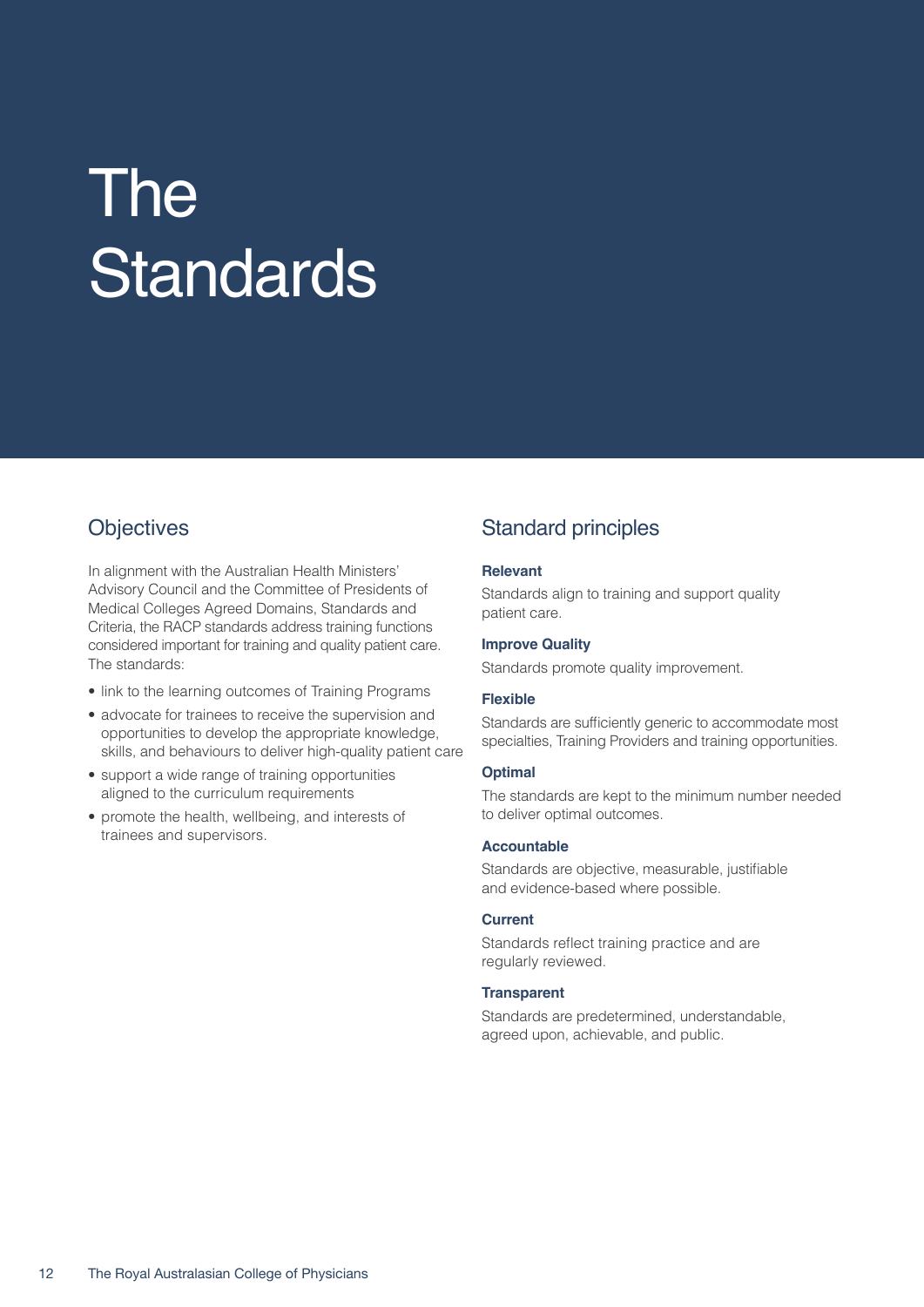# The Standards

## Objectives

In alignment with the Australian Health Ministers' Advisory Council and the Committee of Presidents of Medical Colleges Agreed Domains, Standards and Criteria, the RACP standards address training functions considered important for training and quality patient care. The standards:

- link to the learning outcomes of Training Programs
- advocate for trainees to receive the supervision and opportunities to develop the appropriate knowledge, skills, and behaviours to deliver high-quality patient care
- support a wide range of training opportunities aligned to the curriculum requirements
- promote the health, wellbeing, and interests of trainees and supervisors.

## Standard principles

**Relevant**

Standards align to training and support quality patient care.

**Improve Quality**

Standards promote quality improvement.

**Flexible**

Standards are sufficiently generic to accommodate most specialties, Training Providers and training opportunities.

**Optimal**

The standards are kept to the minimum number needed to deliver optimal outcomes.

**Accountable**

Standards are objective, measurable, justifiable and evidence-based where possible.

**Current**

Standards reflect training practice and are regularly reviewed.

**Transparent**

Standards are predetermined, understandable, agreed upon, achievable, and public.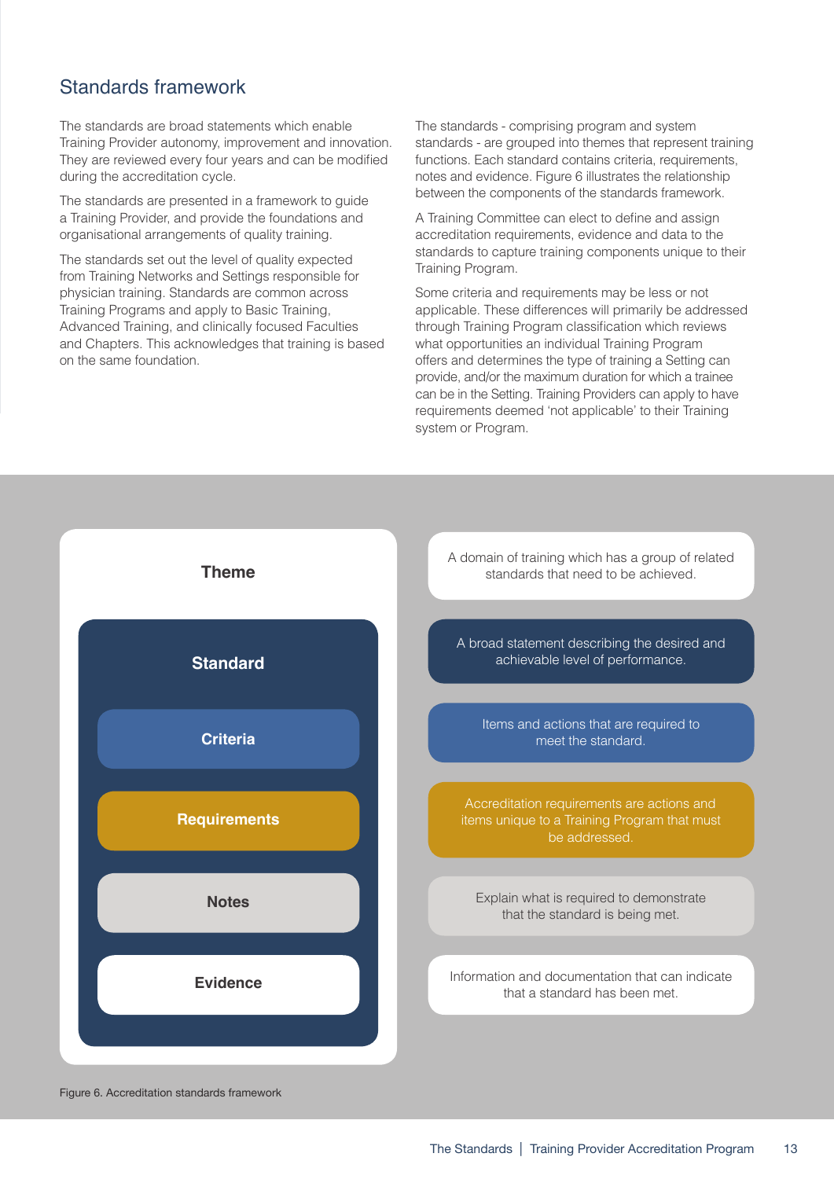## Standards framework

The standards are broad statements which enable Training Provider autonomy, improvement and innovation. They are reviewed every four years and can be modified during the accreditation cycle.

The standards are presented in a framework to guide a Training Provider, and provide the foundations and organisational arrangements of quality training.

The standards set out the level of quality expected from Training Networks and Settings responsible for physician training. Standards are common across Training Programs and apply to Basic Training, Advanced Training, and clinically focused Faculties and Chapters. This acknowledges that training is based on the same foundation.

The standards - comprising program and system standards - are grouped into themes that represent training functions. Each standard contains criteria, requirements, notes and evidence. Figure 6 illustrates the relationship between the components of the standards framework.

A Training Committee can elect to define and assign accreditation requirements, evidence and data to the standards to capture training components unique to their Training Program.

Some criteria and requirements may be less or not applicable. These differences will primarily be addressed through Training Program classification which reviews what opportunities an individual Training Program offers and determines the type of training a Setting can provide, and/or the maximum duration for which a trainee can be in the Setting. Training Providers can apply to have requirements deemed 'not applicable' to their Training system or Program.

| Component | Description |
|---|---|
| **Theme** | A domain of training which has a group of related standards that need to be achieved. |
| **Standard** | A broad statement describing the desired and achievable level of performance. |
| **Criteria** | Items and actions that are required to meet the standard. |
| **Requirements** | Accreditation requirements are actions and items unique to a Training Program that must be addressed. |
| **Notes** | Explain what is required to demonstrate that the standard is being met. |
| **Evidence** | Information and documentation that can indicate that a standard has been met. |

Figure 6. Accreditation standards framework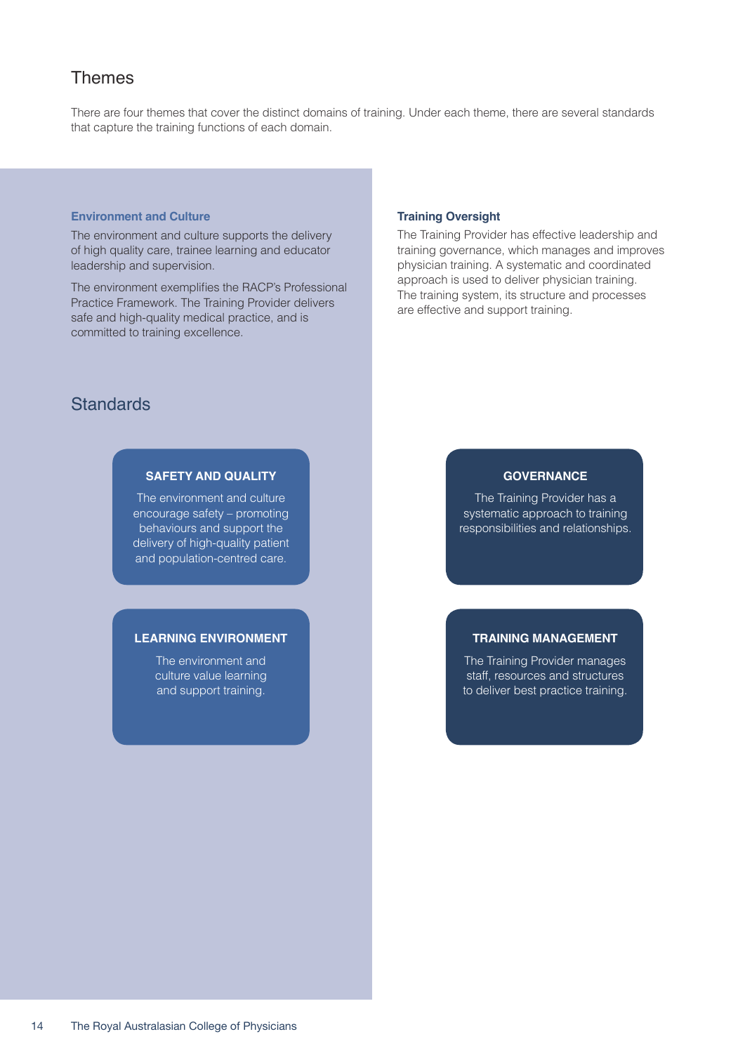## Themes

There are four themes that cover the distinct domains of training. Under each theme, there are several standards that capture the training functions of each domain.

### Environment and Culture

The environment and culture supports the delivery of high quality care, trainee learning and educator leadership and supervision.

The environment exemplifies the RACP's Professional Practice Framework. The Training Provider delivers safe and high-quality medical practice, and is committed to training excellence.

## Standards

**SAFETY AND QUALITY**

The environment and culture encourage safety – promoting behaviours and support the delivery of high-quality patient and population-centred care.

**LEARNING ENVIRONMENT**

The environment and culture value learning and support training.

### Training Oversight

The Training Provider has effective leadership and training governance, which manages and improves physician training. A systematic and coordinated approach is used to deliver physician training. The training system, its structure and processes are effective and support training.

**GOVERNANCE**

The Training Provider has a systematic approach to training responsibilities and relationships.

**TRAINING MANAGEMENT**

The Training Provider manages staff, resources and structures to deliver best practice training.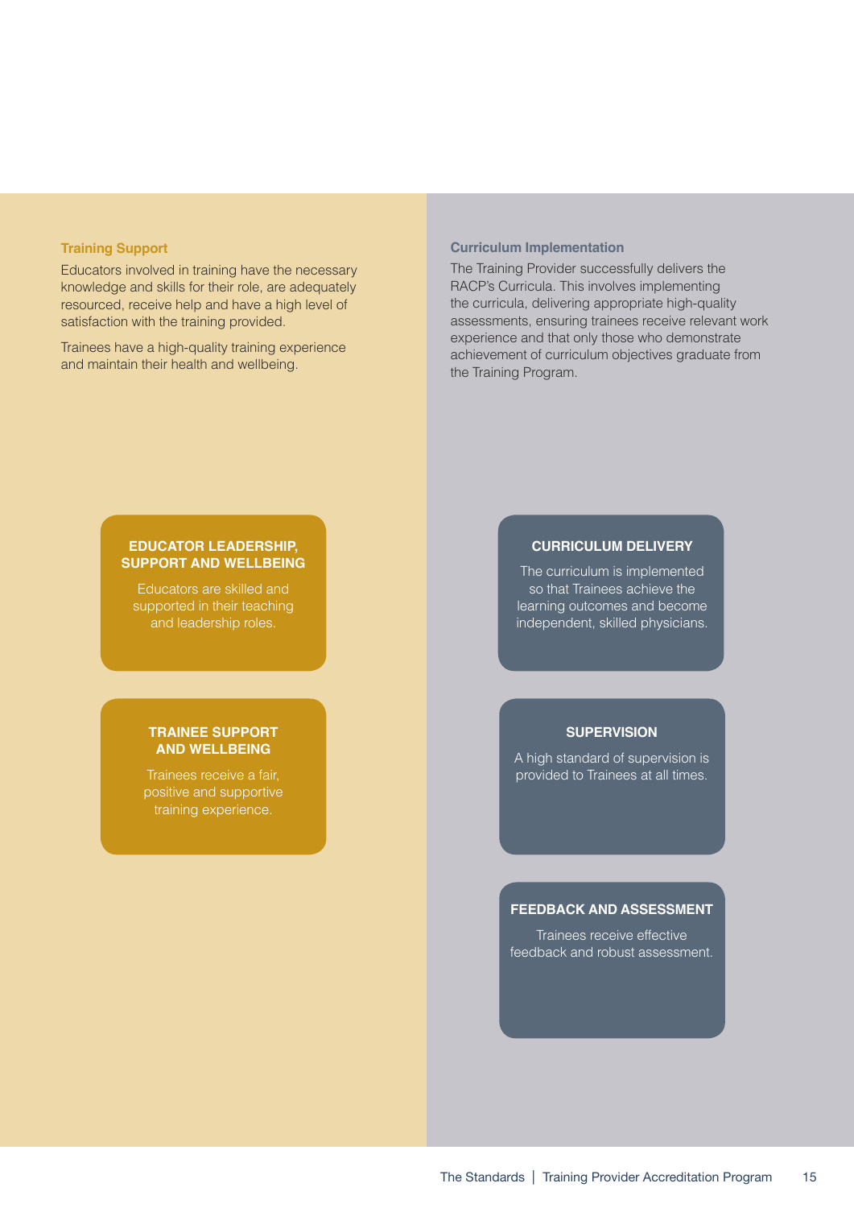## Training Support

Educators involved in training have the necessary knowledge and skills for their role, are adequately resourced, receive help and have a high level of satisfaction with the training provided.

Trainees have a high-quality training experience and maintain their health and wellbeing.

### EDUCATOR LEADERSHIP, SUPPORT AND WELLBEING

Educators are skilled and supported in their teaching and leadership roles.

### TRAINEE SUPPORT AND WELLBEING

Trainees receive a fair, positive and supportive training experience.

## Curriculum Implementation

The Training Provider successfully delivers the RACP's Curricula. This involves implementing the curricula, delivering appropriate high-quality assessments, ensuring trainees receive relevant work experience and that only those who demonstrate achievement of curriculum objectives graduate from the Training Program.

### CURRICULUM DELIVERY

The curriculum is implemented so that Trainees achieve the learning outcomes and become independent, skilled physicians.

### SUPERVISION

A high standard of supervision is provided to Trainees at all times.

### FEEDBACK AND ASSESSMENT

Trainees receive effective feedback and robust assessment.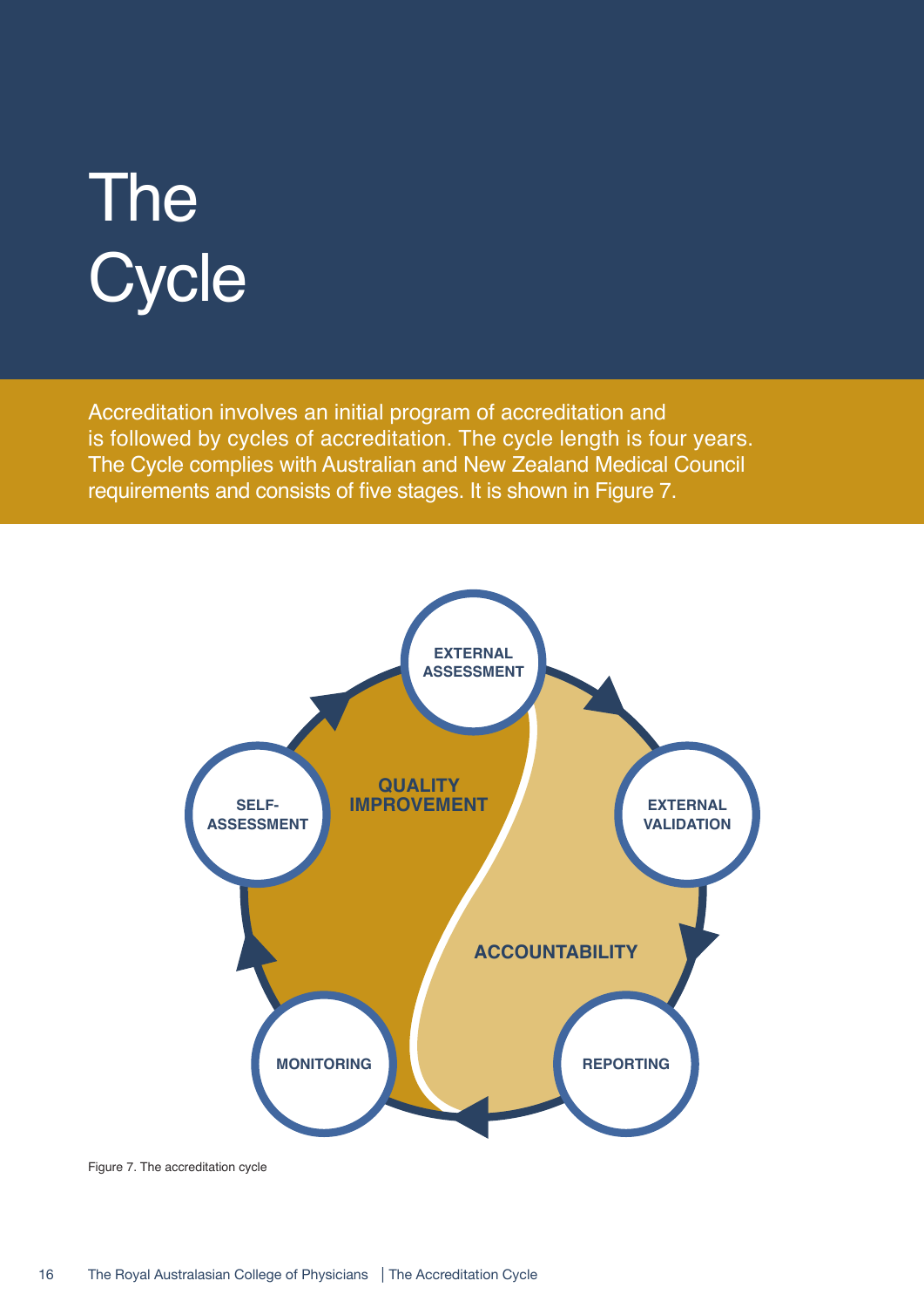# The Cycle

Accreditation involves an initial program of accreditation and is followed by cycles of accreditation. The cycle length is four years. The Cycle complies with Australian and New Zealand Medical Council requirements and consists of five stages. It is shown in Figure 7.

EXTERNAL ASSESSMENT

EXTERNAL VALIDATION

REPORTING

MONITORING

SELF-ASSESSMENT

QUALITY IMPROVEMENT

ACCOUNTABILITY

Figure 7. The accreditation cycle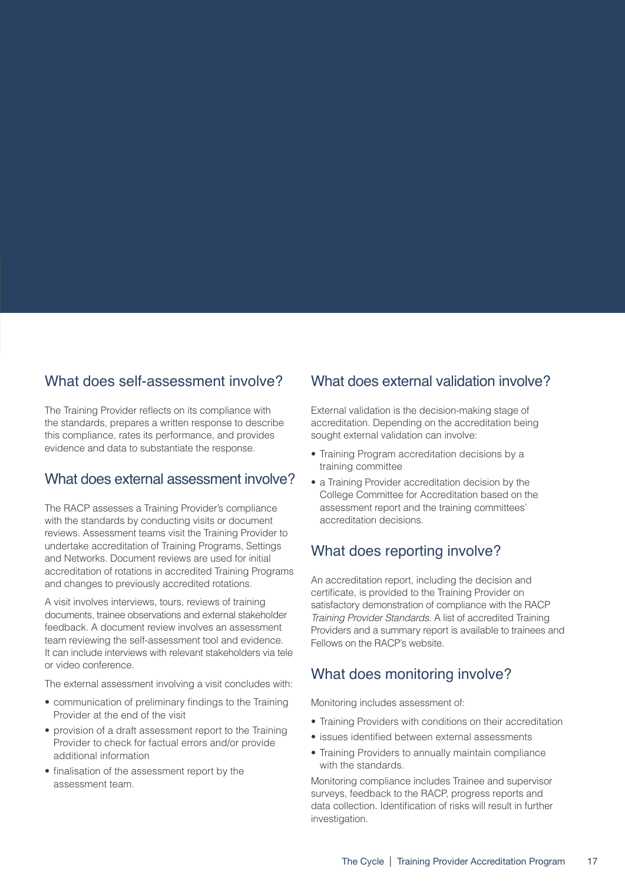## What does self-assessment involve?

The Training Provider reflects on its compliance with the standards, prepares a written response to describe this compliance, rates its performance, and provides evidence and data to substantiate the response.

## What does external assessment involve?

The RACP assesses a Training Provider's compliance with the standards by conducting visits or document reviews. Assessment teams visit the Training Provider to undertake accreditation of Training Programs, Settings and Networks. Document reviews are used for initial accreditation of rotations in accredited Training Programs and changes to previously accredited rotations.

A visit involves interviews, tours, reviews of training documents, trainee observations and external stakeholder feedback. A document review involves an assessment team reviewing the self-assessment tool and evidence. It can include interviews with relevant stakeholders via tele or video conference.

The external assessment involving a visit concludes with:

- communication of preliminary findings to the Training Provider at the end of the visit
- provision of a draft assessment report to the Training Provider to check for factual errors and/or provide additional information
- finalisation of the assessment report by the assessment team.

## What does external validation involve?

External validation is the decision-making stage of accreditation. Depending on the accreditation being sought external validation can involve:

- Training Program accreditation decisions by a training committee
- a Training Provider accreditation decision by the College Committee for Accreditation based on the assessment report and the training committees' accreditation decisions.

## What does reporting involve?

An accreditation report, including the decision and certificate, is provided to the Training Provider on satisfactory demonstration of compliance with the RACP *Training Provider Standards*. A list of accredited Training Providers and a summary report is available to trainees and Fellows on the RACP's website.

## What does monitoring involve?

Monitoring includes assessment of:

- Training Providers with conditions on their accreditation
- issues identified between external assessments
- Training Providers to annually maintain compliance with the standards.

Monitoring compliance includes Trainee and supervisor surveys, feedback to the RACP, progress reports and data collection. Identification of risks will result in further investigation.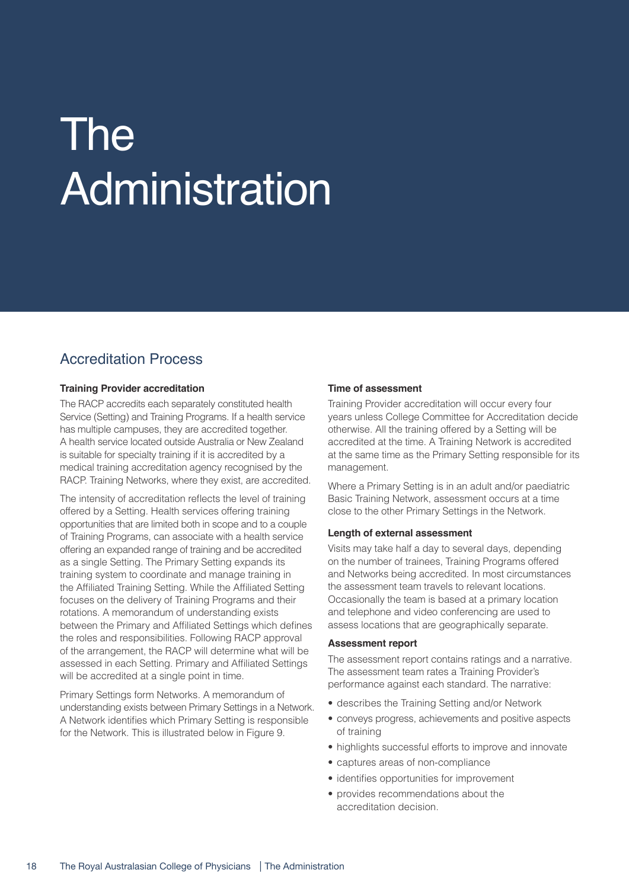# The Administration

## Accreditation Process

**Training Provider accreditation**

The RACP accredits each separately constituted health Service (Setting) and Training Programs. If a health service has multiple campuses, they are accredited together. A health service located outside Australia or New Zealand is suitable for specialty training if it is accredited by a medical training accreditation agency recognised by the RACP. Training Networks, where they exist, are accredited.

The intensity of accreditation reflects the level of training offered by a Setting. Health services offering training opportunities that are limited both in scope and to a couple of Training Programs, can associate with a health service offering an expanded range of training and be accredited as a single Setting. The Primary Setting expands its training system to coordinate and manage training in the Affiliated Training Setting. While the Affiliated Setting focuses on the delivery of Training Programs and their rotations. A memorandum of understanding exists between the Primary and Affiliated Settings which defines the roles and responsibilities. Following RACP approval of the arrangement, the RACP will determine what will be assessed in each Setting. Primary and Affiliated Settings will be accredited at a single point in time.

Primary Settings form Networks. A memorandum of understanding exists between Primary Settings in a Network. A Network identifies which Primary Setting is responsible for the Network. This is illustrated below in Figure 9.

**Time of assessment**

Training Provider accreditation will occur every four years unless College Committee for Accreditation decide otherwise. All the training offered by a Setting will be accredited at the time. A Training Network is accredited at the same time as the Primary Setting responsible for its management.

Where a Primary Setting is in an adult and/or paediatric Basic Training Network, assessment occurs at a time close to the other Primary Settings in the Network.

**Length of external assessment**

Visits may take half a day to several days, depending on the number of trainees, Training Programs offered and Networks being accredited. In most circumstances the assessment team travels to relevant locations. Occasionally the team is based at a primary location and telephone and video conferencing are used to assess locations that are geographically separate.

**Assessment report**

The assessment report contains ratings and a narrative. The assessment team rates a Training Provider's performance against each standard. The narrative:

- describes the Training Setting and/or Network
- conveys progress, achievements and positive aspects of training
- highlights successful efforts to improve and innovate
- captures areas of non-compliance
- identifies opportunities for improvement
- provides recommendations about the accreditation decision.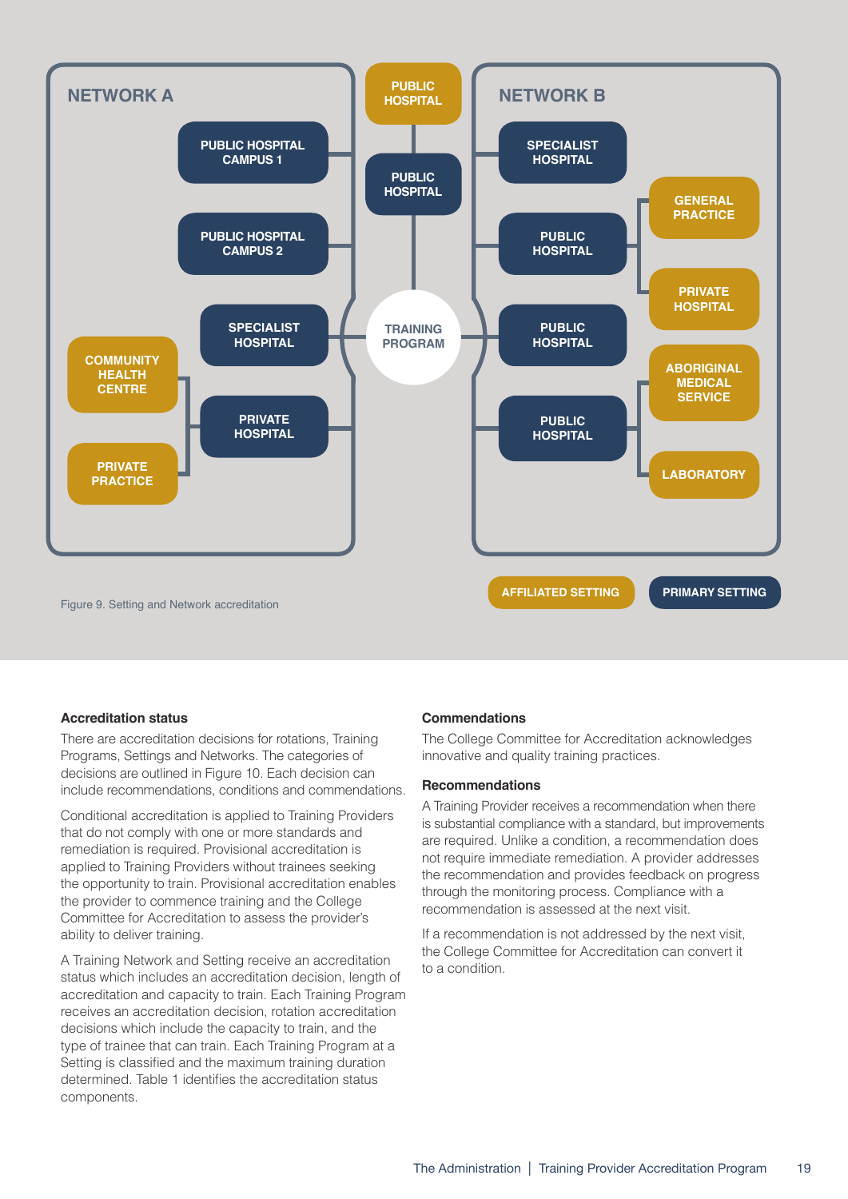NETWORK A

PUBLIC HOSPITAL CAMPUS 1

PUBLIC HOSPITAL CAMPUS 2

SPECIALIST HOSPITAL

COMMUNITY HEALTH CENTRE

PRIVATE HOSPITAL

PRIVATE PRACTICE

PUBLIC HOSPITAL

PUBLIC HOSPITAL

TRAINING PROGRAM

NETWORK B

SPECIALIST HOSPITAL

GENERAL PRACTICE

PUBLIC HOSPITAL

PRIVATE HOSPITAL

PUBLIC HOSPITAL

ABORIGINAL MEDICAL SERVICE

PUBLIC HOSPITAL

LABORATORY

AFFILIATED SETTING

PRIMARY SETTING

Figure 9. Setting and Network accreditation

### Accreditation status

There are accreditation decisions for rotations, Training Programs, Settings and Networks. The categories of decisions are outlined in Figure 10. Each decision can include recommendations, conditions and commendations.

Conditional accreditation is applied to Training Providers that do not comply with one or more standards and remediation is required. Provisional accreditation is applied to Training Providers without trainees seeking the opportunity to train. Provisional accreditation enables the provider to commence training and the College Committee for Accreditation to assess the provider's ability to deliver training.

A Training Network and Setting receive an accreditation status which includes an accreditation decision, length of accreditation and capacity to train. Each Training Program receives an accreditation decision, rotation accreditation decisions which include the capacity to train, and the type of trainee that can train. Each Training Program at a Setting is classified and the maximum training duration determined. Table 1 identifies the accreditation status components.

### Commendations

The College Committee for Accreditation acknowledges innovative and quality training practices.

### Recommendations

A Training Provider receives a recommendation when there is substantial compliance with a standard, but improvements are required. Unlike a condition, a recommendation does not require immediate remediation. A provider addresses the recommendation and provides feedback on progress through the monitoring process. Compliance with a recommendation is assessed at the next visit.

If a recommendation is not addressed by the next visit, the College Committee for Accreditation can convert it to a condition.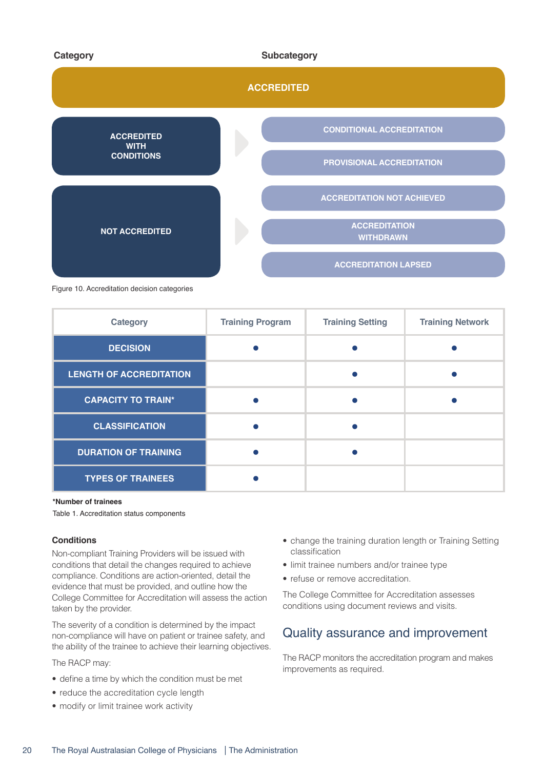| Category | Subcategory |
|---|---|
| ACCREDITED | |
| ACCREDITED WITH CONDITIONS | CONDITIONAL ACCREDITATION |
| | PROVISIONAL ACCREDITATION |
| NOT ACCREDITED | ACCREDITATION NOT ACHIEVED |
| | ACCREDITATION WITHDRAWN |
| | ACCREDITATION LAPSED |

Figure 10. Accreditation decision categories

| Category | Training Program | Training Setting | Training Network |
|---|---|---|---|
| DECISION | ● | ● | ● |
| LENGTH OF ACCREDITATION | | ● | ● |
| CAPACITY TO TRAIN* | ● | ● | ● |
| CLASSIFICATION | ● | ● | |
| DURATION OF TRAINING | ● | ● | |
| TYPES OF TRAINEES | ● | | |

**\*Number of trainees**

Table 1. Accreditation status components

### Conditions

Non-compliant Training Providers will be issued with conditions that detail the changes required to achieve compliance. Conditions are action-oriented, detail the evidence that must be provided, and outline how the College Committee for Accreditation will assess the action taken by the provider.

The severity of a condition is determined by the impact non-compliance will have on patient or trainee safety, and the ability of the trainee to achieve their learning objectives.

The RACP may:

- define a time by which the condition must be met
- reduce the accreditation cycle length
- modify or limit trainee work activity
- change the training duration length or Training Setting classification
- limit trainee numbers and/or trainee type
- refuse or remove accreditation.

The College Committee for Accreditation assesses conditions using document reviews and visits.

## Quality assurance and improvement

The RACP monitors the accreditation program and makes improvements as required.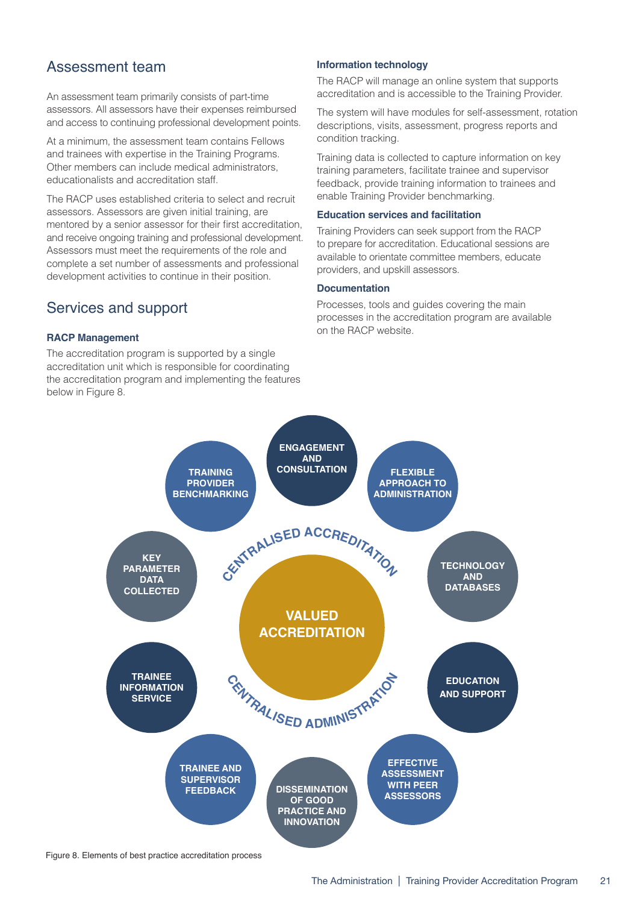## Assessment team

An assessment team primarily consists of part-time assessors. All assessors have their expenses reimbursed and access to continuing professional development points.

At a minimum, the assessment team contains Fellows and trainees with expertise in the Training Programs. Other members can include medical administrators, educationalists and accreditation staff.

The RACP uses established criteria to select and recruit assessors. Assessors are given initial training, are mentored by a senior assessor for their first accreditation, and receive ongoing training and professional development. Assessors must meet the requirements of the role and complete a set number of assessments and professional development activities to continue in their position.

## Services and support

### RACP Management

The accreditation program is supported by a single accreditation unit which is responsible for coordinating the accreditation program and implementing the features below in Figure 8.

### Information technology

The RACP will manage an online system that supports accreditation and is accessible to the Training Provider.

The system will have modules for self-assessment, rotation descriptions, visits, assessment, progress reports and condition tracking.

Training data is collected to capture information on key training parameters, facilitate trainee and supervisor feedback, provide training information to trainees and enable Training Provider benchmarking.

### Education services and facilitation

Training Providers can seek support from the RACP to prepare for accreditation. Educational sessions are available to orientate committee members, educate providers, and upskill assessors.

### Documentation

Processes, tools and guides covering the main processes in the accreditation program are available on the RACP website.

VALUED ACCREDITATION

CENTRALISED ACCREDITATION

CENTRALISED ADMINISTRATION

- ENGAGEMENT AND CONSULTATION
- FLEXIBLE APPROACH TO ADMINISTRATION
- TECHNOLOGY AND DATABASES
- EDUCATION AND SUPPORT
- EFFECTIVE ASSESSMENT WITH PEER ASSESSORS
- DISSEMINATION OF GOOD PRACTICE AND INNOVATION
- TRAINEE AND SUPERVISOR FEEDBACK
- TRAINEE INFORMATION SERVICE
- KEY PARAMETER DATA COLLECTED
- TRAINING PROVIDER BENCHMARKING

Figure 8. Elements of best practice accreditation process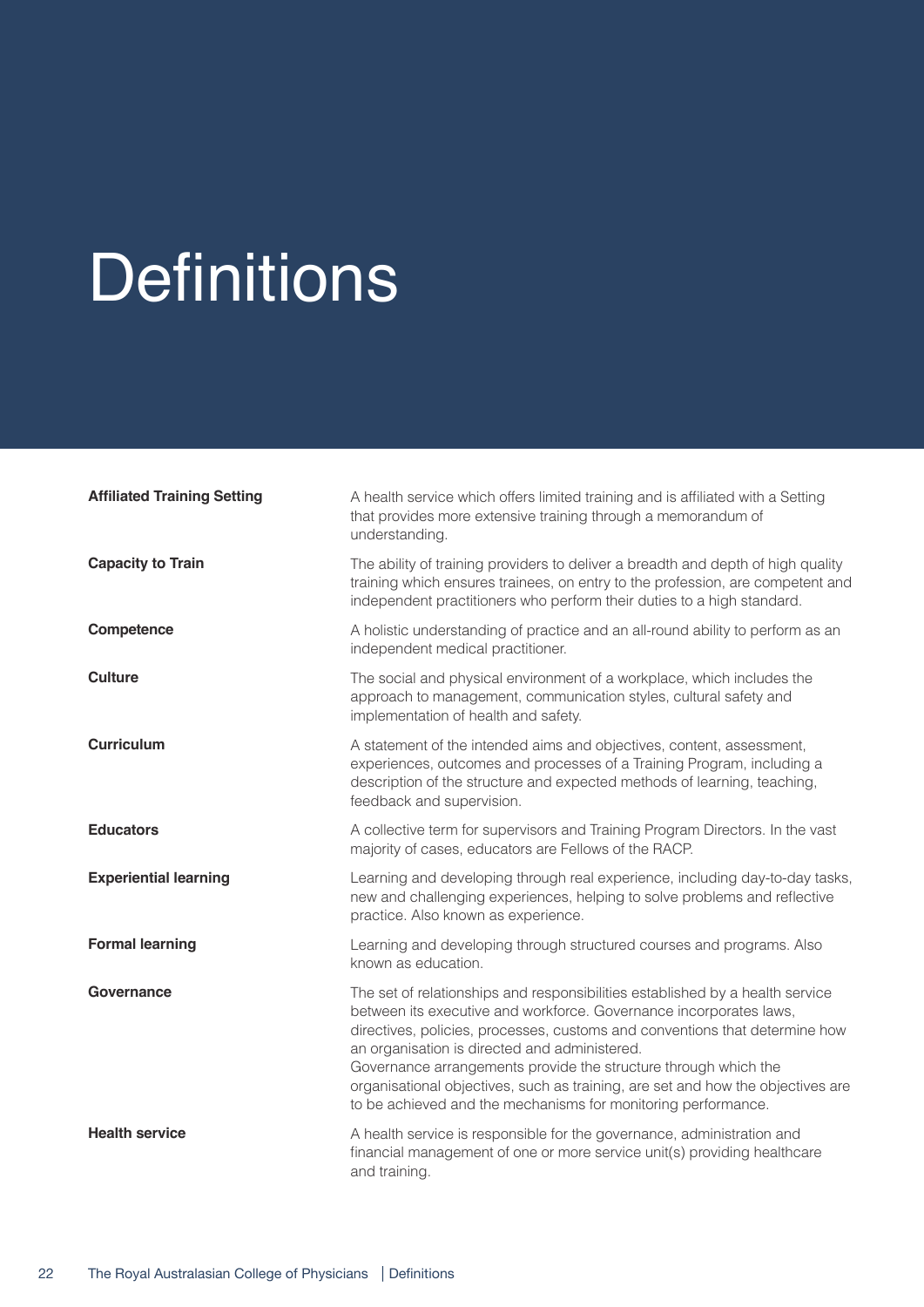# Definitions

| | |
|---|---|
| **Affiliated Training Setting** | A health service which offers limited training and is affiliated with a Setting that provides more extensive training through a memorandum of understanding. |
| **Capacity to Train** | The ability of training providers to deliver a breadth and depth of high quality training which ensures trainees, on entry to the profession, are competent and independent practitioners who perform their duties to a high standard. |
| **Competence** | A holistic understanding of practice and an all-round ability to perform as an independent medical practitioner. |
| **Culture** | The social and physical environment of a workplace, which includes the approach to management, communication styles, cultural safety and implementation of health and safety. |
| **Curriculum** | A statement of the intended aims and objectives, content, assessment, experiences, outcomes and processes of a Training Program, including a description of the structure and expected methods of learning, teaching, feedback and supervision. |
| **Educators** | A collective term for supervisors and Training Program Directors. In the vast majority of cases, educators are Fellows of the RACP. |
| **Experiential learning** | Learning and developing through real experience, including day-to-day tasks, new and challenging experiences, helping to solve problems and reflective practice. Also known as experience. |
| **Formal learning** | Learning and developing through structured courses and programs. Also known as education. |
| **Governance** | The set of relationships and responsibilities established by a health service between its executive and workforce. Governance incorporates laws, directives, policies, processes, customs and conventions that determine how an organisation is directed and administered. Governance arrangements provide the structure through which the organisational objectives, such as training, are set and how the objectives are to be achieved and the mechanisms for monitoring performance. |
| **Health service** | A health service is responsible for the governance, administration and financial management of one or more service unit(s) providing healthcare and training. |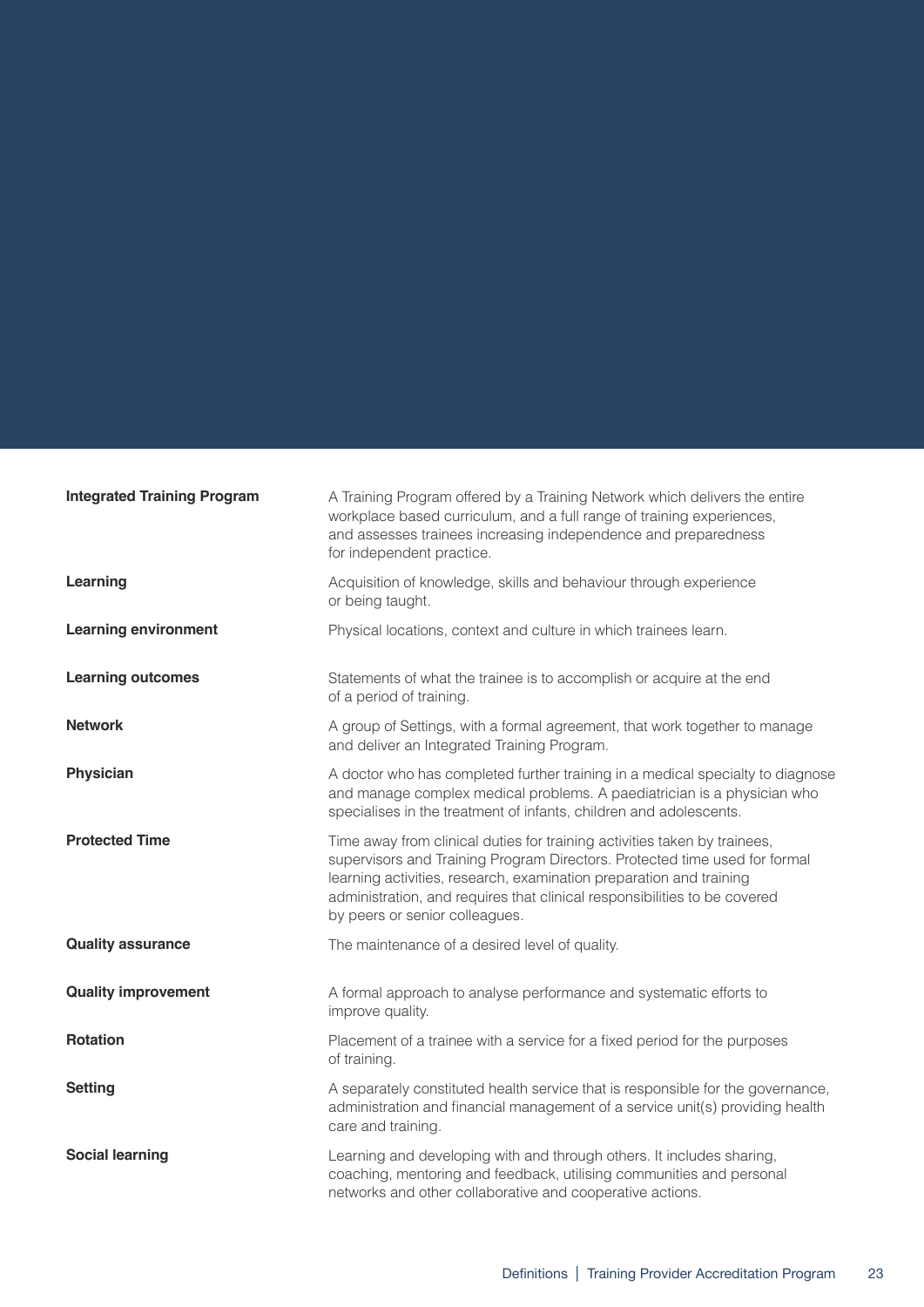| | |
|---|---|
| **Integrated Training Program** | A Training Program offered by a Training Network which delivers the entire workplace based curriculum, and a full range of training experiences, and assesses trainees increasing independence and preparedness for independent practice. |
| **Learning** | Acquisition of knowledge, skills and behaviour through experience or being taught. |
| **Learning environment** | Physical locations, context and culture in which trainees learn. |
| **Learning outcomes** | Statements of what the trainee is to accomplish or acquire at the end of a period of training. |
| **Network** | A group of Settings, with a formal agreement, that work together to manage and deliver an Integrated Training Program. |
| **Physician** | A doctor who has completed further training in a medical specialty to diagnose and manage complex medical problems. A paediatrician is a physician who specialises in the treatment of infants, children and adolescents. |
| **Protected Time** | Time away from clinical duties for training activities taken by trainees, supervisors and Training Program Directors. Protected time used for formal learning activities, research, examination preparation and training administration, and requires that clinical responsibilities to be covered by peers or senior colleagues. |
| **Quality assurance** | The maintenance of a desired level of quality. |
| **Quality improvement** | A formal approach to analyse performance and systematic efforts to improve quality. |
| **Rotation** | Placement of a trainee with a service for a fixed period for the purposes of training. |
| **Setting** | A separately constituted health service that is responsible for the governance, administration and financial management of a service unit(s) providing health care and training. |
| **Social learning** | Learning and developing with and through others. It includes sharing, coaching, mentoring and feedback, utilising communities and personal networks and other collaborative and cooperative actions. |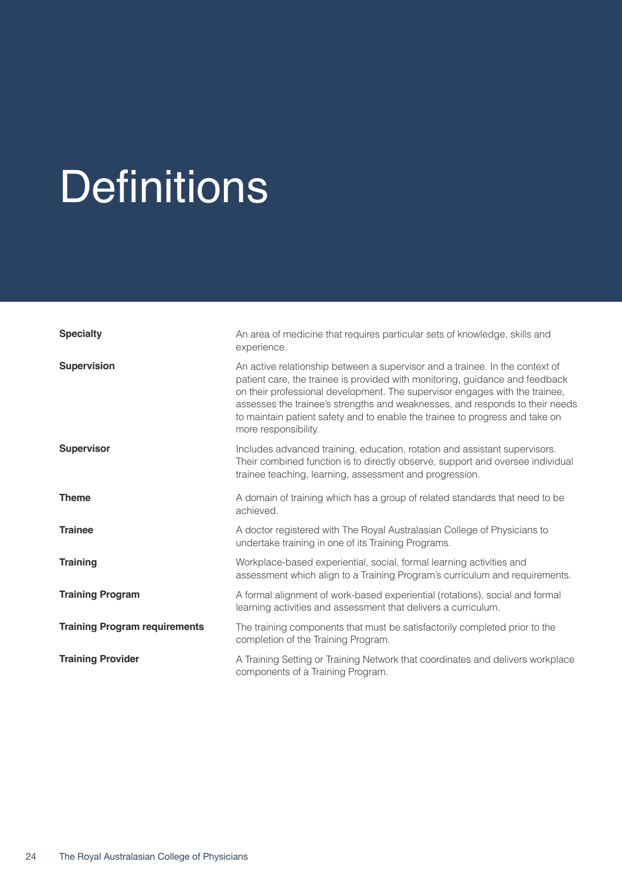# Definitions

| | |
|---|---|
| **Specialty** | An area of medicine that requires particular sets of knowledge, skills and experience. |
| **Supervision** | An active relationship between a supervisor and a trainee. In the context of patient care, the trainee is provided with monitoring, guidance and feedback on their professional development. The supervisor engages with the trainee, assesses the trainee's strengths and weaknesses, and responds to their needs to maintain patient safety and to enable the trainee to progress and take on more responsibility. |
| **Supervisor** | Includes advanced training, education, rotation and assistant supervisors. Their combined function is to directly observe, support and oversee individual trainee teaching, learning, assessment and progression. |
| **Theme** | A domain of training which has a group of related standards that need to be achieved. |
| **Trainee** | A doctor registered with The Royal Australasian College of Physicians to undertake training in one of its Training Programs. |
| **Training** | Workplace-based experiential, social, formal learning activities and assessment which align to a Training Program's curriculum and requirements. |
| **Training Program** | A formal alignment of work-based experiential (rotations), social and formal learning activities and assessment that delivers a curriculum. |
| **Training Program requirements** | The training components that must be satisfactorily completed prior to the completion of the Training Program. |
| **Training Provider** | A Training Setting or Training Network that coordinates and delivers workplace components of a Training Program. |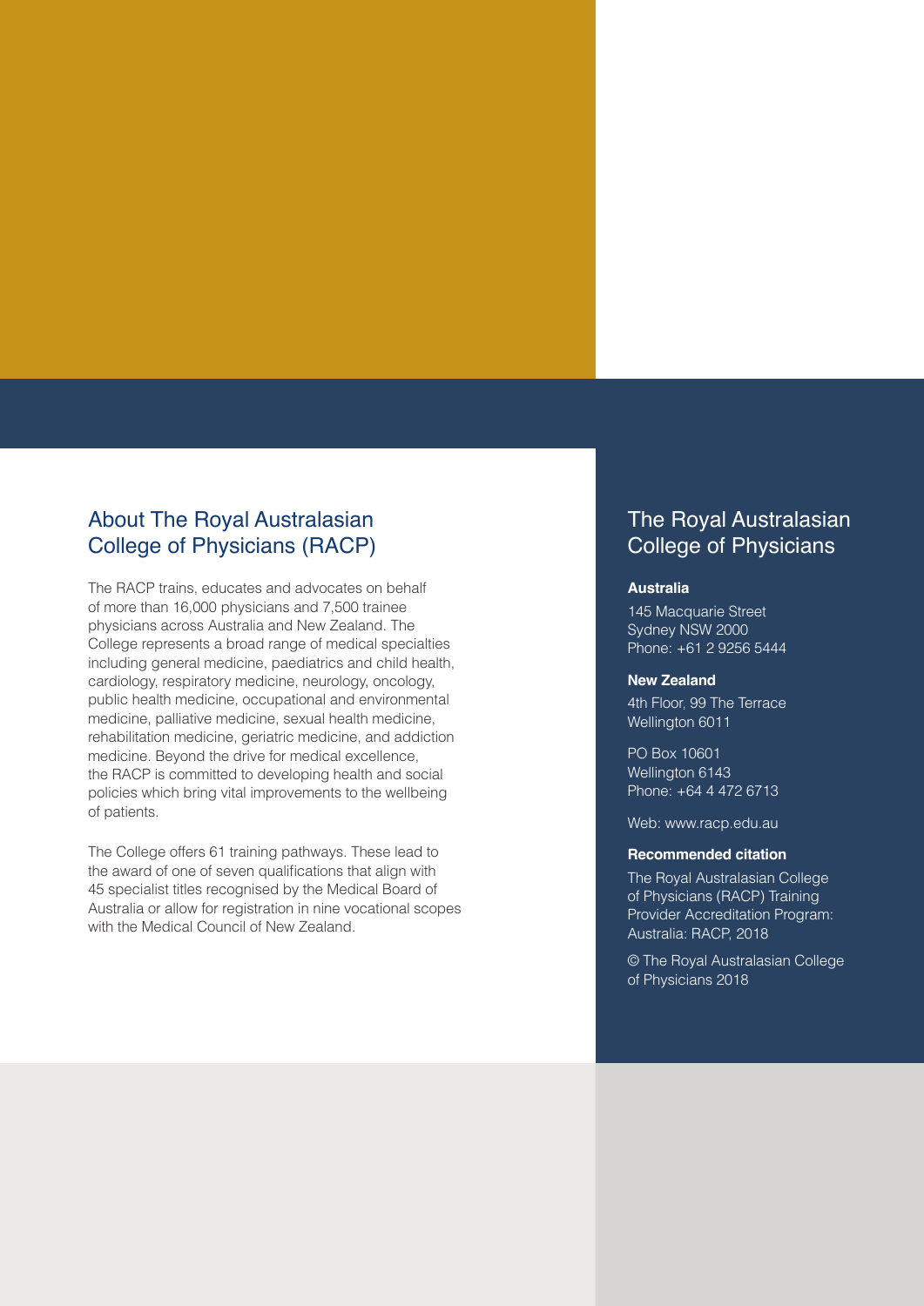## About The Royal Australasian College of Physicians (RACP)

The RACP trains, educates and advocates on behalf of more than 16,000 physicians and 7,500 trainee physicians across Australia and New Zealand. The College represents a broad range of medical specialties including general medicine, paediatrics and child health, cardiology, respiratory medicine, neurology, oncology, public health medicine, occupational and environmental medicine, palliative medicine, sexual health medicine, rehabilitation medicine, geriatric medicine, and addiction medicine. Beyond the drive for medical excellence, the RACP is committed to developing health and social policies which bring vital improvements to the wellbeing of patients.

The College offers 61 training pathways. These lead to the award of one of seven qualifications that align with 45 specialist titles recognised by the Medical Board of Australia or allow for registration in nine vocational scopes with the Medical Council of New Zealand.

## The Royal Australasian College of Physicians

**Australia**

145 Macquarie Street
Sydney NSW 2000
Phone: +61 2 9256 5444

**New Zealand**

4th Floor, 99 The Terrace
Wellington 6011

PO Box 10601
Wellington 6143
Phone: +64 4 472 6713

Web: www.racp.edu.au

**Recommended citation**

The Royal Australasian College of Physicians (RACP) Training Provider Accreditation Program: Australia: RACP, 2018

© The Royal Australasian College of Physicians 2018